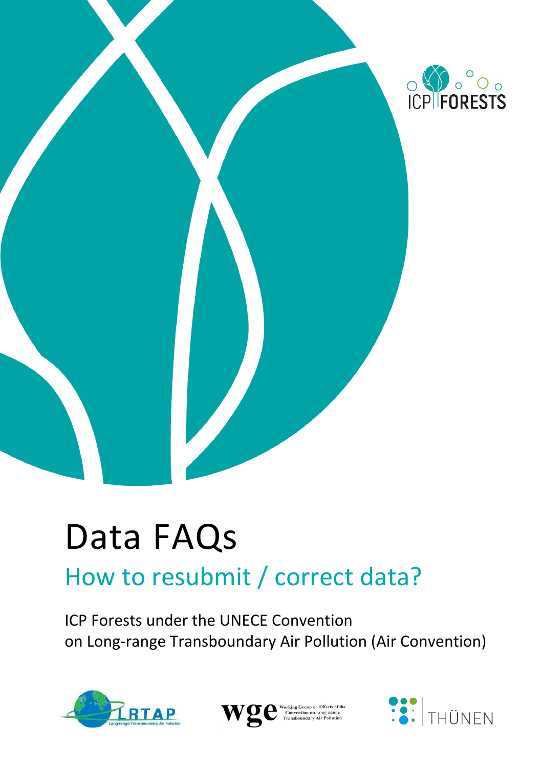# Data FAQs

## How to resubmit / correct data?

ICP Forests under the UNECE Convention on Long-range Transboundary Air Pollution (Air Convention)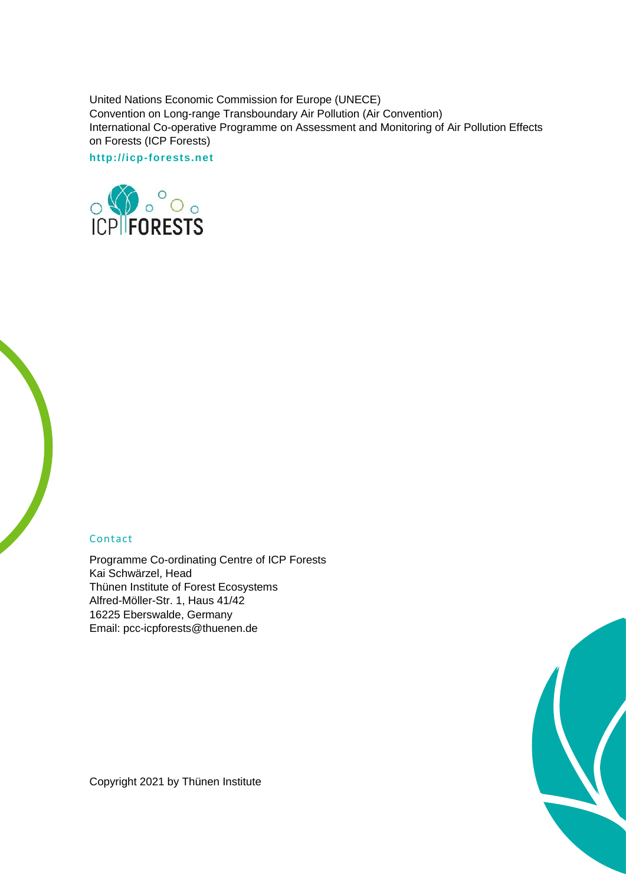United Nations Economic Commission for Europe (UNECE)
Convention on Long-range Transboundary Air Pollution (Air Convention)
International Co-operative Programme on Assessment and Monitoring of Air Pollution Effects on Forests (ICP Forests)

**http://icp-forests.net**

Contact

Programme Co-ordinating Centre of ICP Forests
Kai Schwärzel, Head
Thünen Institute of Forest Ecosystems
Alfred-Möller-Str. 1, Haus 41/42
16225 Eberswalde, Germany
Email: pcc-icpforests@thuenen.de

Copyright 2021 by Thünen Institute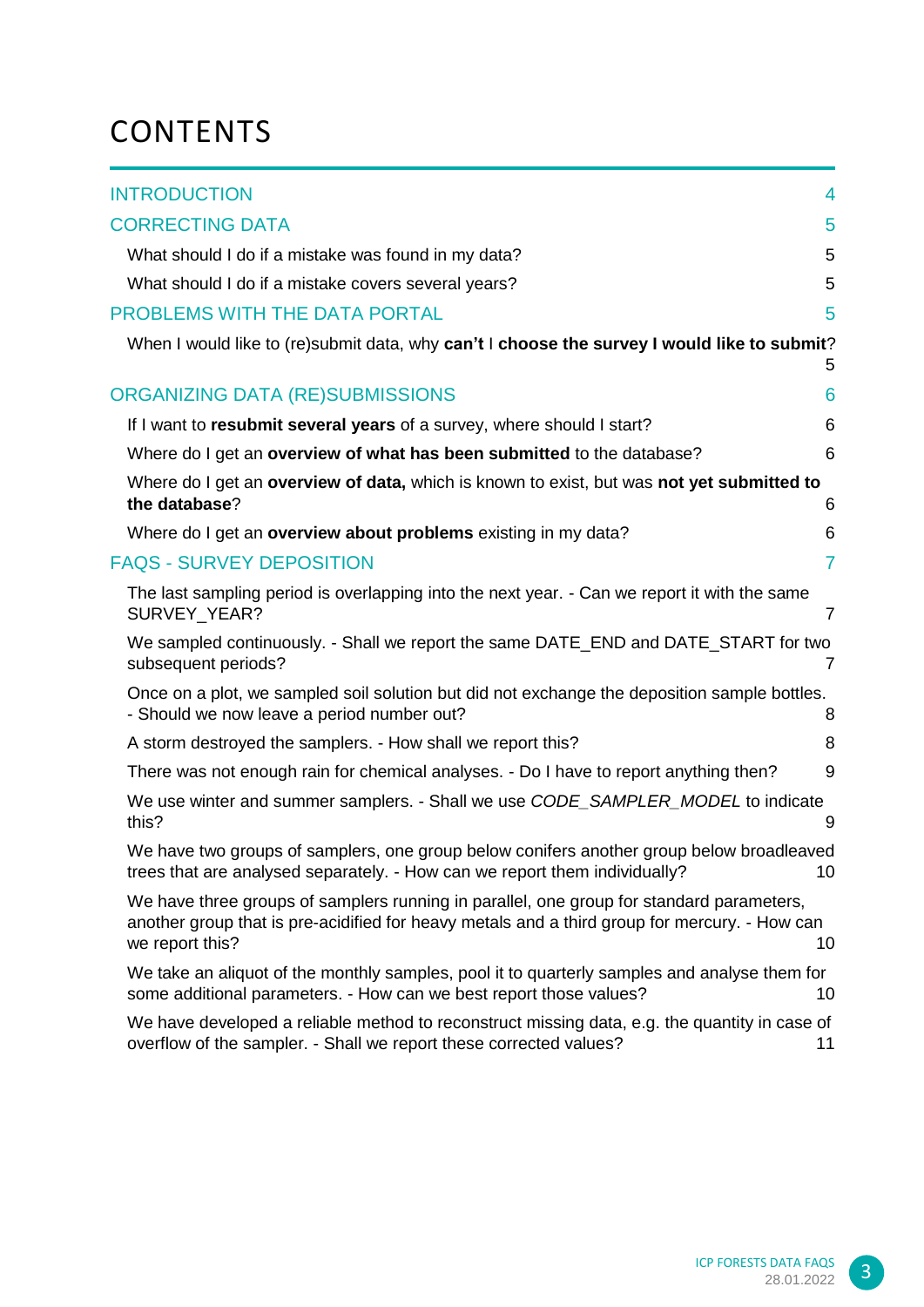# CONTENTS

| | |
|---|---|
| INTRODUCTION | 4 |
| CORRECTING DATA | 5 |
| What should I do if a mistake was found in my data? | 5 |
| What should I do if a mistake covers several years? | 5 |
| PROBLEMS WITH THE DATA PORTAL | 5 |
| When I would like to (re)submit data, why **can't** I **choose the survey I would like to submit**? | 5 |
| ORGANIZING DATA (RE)SUBMISSIONS | 6 |
| If I want to **resubmit several years** of a survey, where should I start? | 6 |
| Where do I get an **overview of what has been submitted** to the database? | 6 |
| Where do I get an **overview of data,** which is known to exist, but was **not yet submitted to the database**? | 6 |
| Where do I get an **overview about problems** existing in my data? | 6 |
| FAQS - SURVEY DEPOSITION | 7 |
| The last sampling period is overlapping into the next year. - Can we report it with the same SURVEY_YEAR? | 7 |
| We sampled continuously. - Shall we report the same DATE_END and DATE_START for two subsequent periods? | 7 |
| Once on a plot, we sampled soil solution but did not exchange the deposition sample bottles. - Should we now leave a period number out? | 8 |
| A storm destroyed the samplers. - How shall we report this? | 8 |
| There was not enough rain for chemical analyses. - Do I have to report anything then? | 9 |
| We use winter and summer samplers. - Shall we use *CODE_SAMPLER_MODEL* to indicate this? | 9 |
| We have two groups of samplers, one group below conifers another group below broadleaved trees that are analysed separately. - How can we report them individually? | 10 |
| We have three groups of samplers running in parallel, one group for standard parameters, another group that is pre-acidified for heavy metals and a third group for mercury. - How can we report this? | 10 |
| We take an aliquot of the monthly samples, pool it to quarterly samples and analyse them for some additional parameters. - How can we best report those values? | 10 |
| We have developed a reliable method to reconstruct missing data, e.g. the quantity in case of overflow of the sampler. - Shall we report these corrected values? | 11 |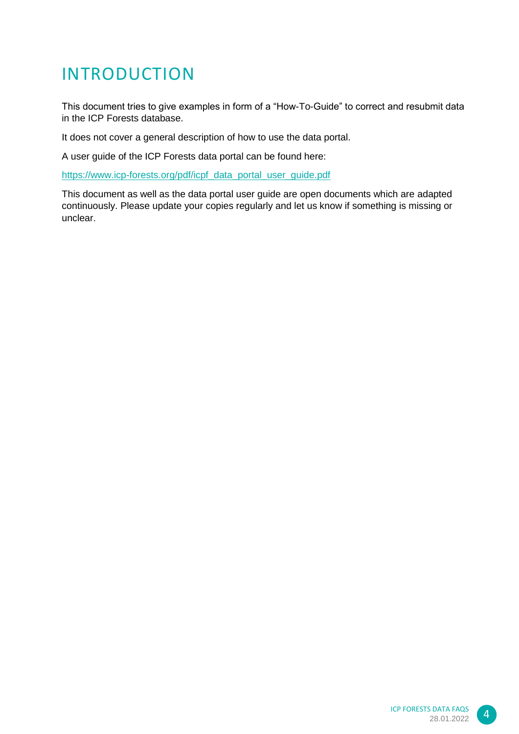# INTRODUCTION

This document tries to give examples in form of a "How-To-Guide" to correct and resubmit data in the ICP Forests database.

It does not cover a general description of how to use the data portal.

A user guide of the ICP Forests data portal can be found here:

https://www.icp-forests.org/pdf/icpf_data_portal_user_guide.pdf

This document as well as the data portal user guide are open documents which are adapted continuously. Please update your copies regularly and let us know if something is missing or unclear.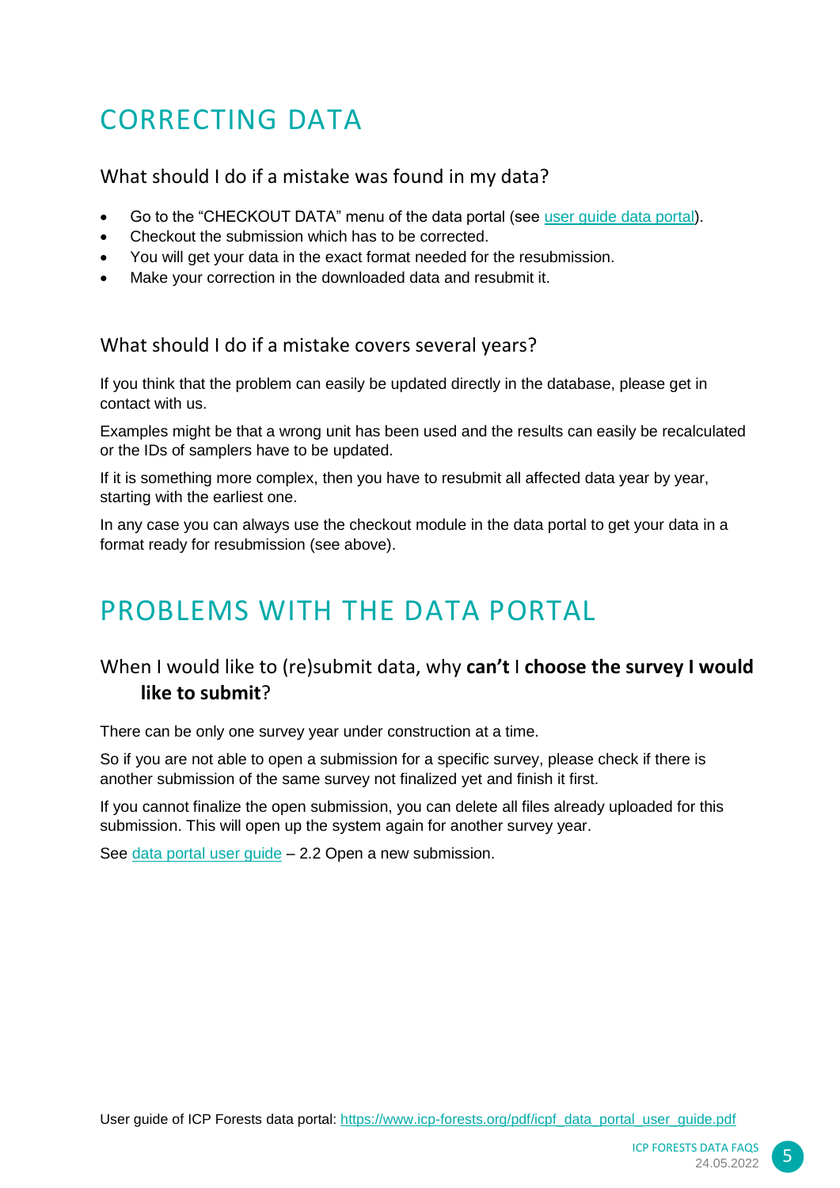# CORRECTING DATA

## What should I do if a mistake was found in my data?

- Go to the "CHECKOUT DATA" menu of the data portal (see user guide data portal).
- Checkout the submission which has to be corrected.
- You will get your data in the exact format needed for the resubmission.
- Make your correction in the downloaded data and resubmit it.

## What should I do if a mistake covers several years?

If you think that the problem can easily be updated directly in the database, please get in contact with us.

Examples might be that a wrong unit has been used and the results can easily be recalculated or the IDs of samplers have to be updated.

If it is something more complex, then you have to resubmit all affected data year by year, starting with the earliest one.

In any case you can always use the checkout module in the data portal to get your data in a format ready for resubmission (see above).

# PROBLEMS WITH THE DATA PORTAL

## When I would like to (re)submit data, why **can't** I **choose the survey I would like to submit**?

There can be only one survey year under construction at a time.

So if you are not able to open a submission for a specific survey, please check if there is another submission of the same survey not finalized yet and finish it first.

If you cannot finalize the open submission, you can delete all files already uploaded for this submission. This will open up the system again for another survey year.

See data portal user guide – 2.2 Open a new submission.

User guide of ICP Forests data portal: https://www.icp-forests.org/pdf/icpf_data_portal_user_guide.pdf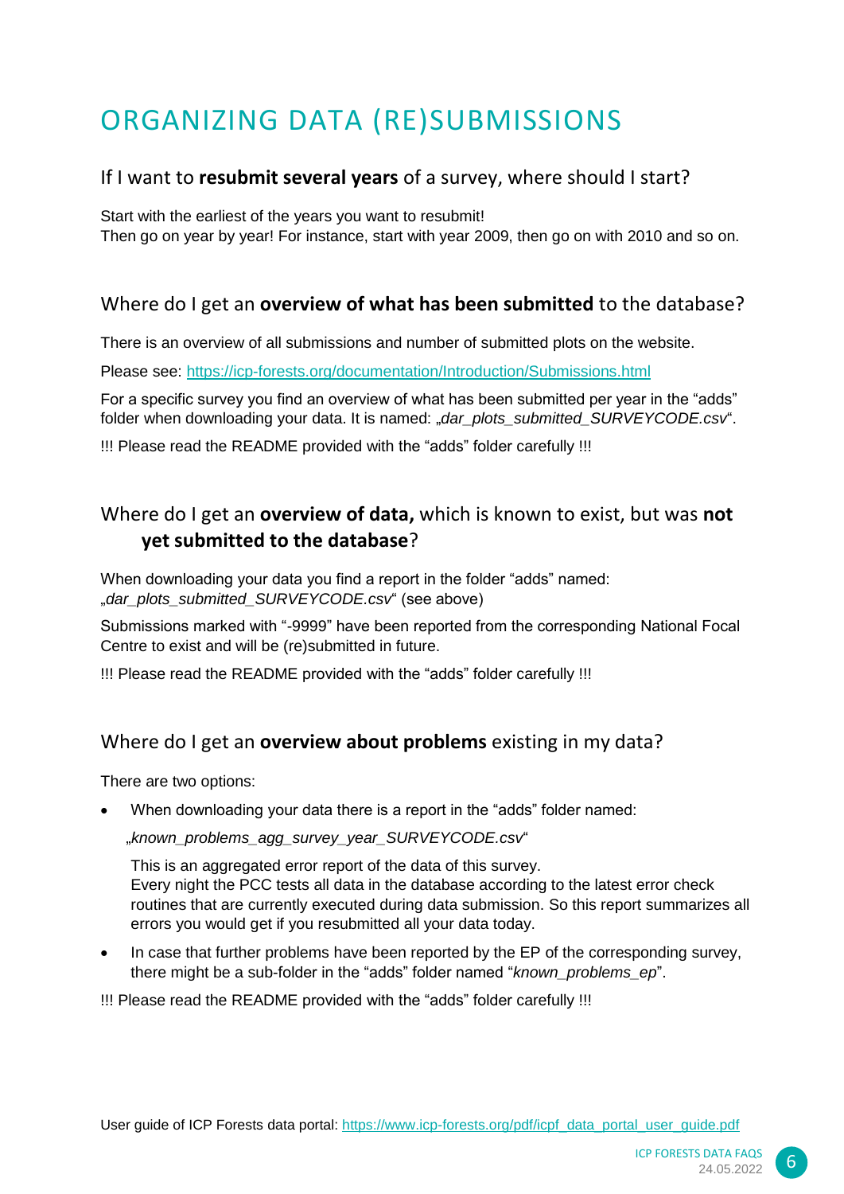# ORGANIZING DATA (RE)SUBMISSIONS

## If I want to **resubmit several years** of a survey, where should I start?

Start with the earliest of the years you want to resubmit!
Then go on year by year! For instance, start with year 2009, then go on with 2010 and so on.

## Where do I get an **overview of what has been submitted** to the database?

There is an overview of all submissions and number of submitted plots on the website.

Please see: https://icp-forests.org/documentation/Introduction/Submissions.html

For a specific survey you find an overview of what has been submitted per year in the "adds" folder when downloading your data. It is named: „*dar_plots_submitted_SURVEYCODE.csv*".

!!! Please read the README provided with the "adds" folder carefully !!!

## Where do I get an **overview of data,** which is known to exist, but was **not yet submitted to the database**?

When downloading your data you find a report in the folder "adds" named: „*dar_plots_submitted_SURVEYCODE.csv*" (see above)

Submissions marked with "-9999" have been reported from the corresponding National Focal Centre to exist and will be (re)submitted in future.

!!! Please read the README provided with the "adds" folder carefully !!!

## Where do I get an **overview about problems** existing in my data?

There are two options:

- When downloading your data there is a report in the "adds" folder named:

  „*known_problems_agg_survey_year_SURVEYCODE.csv*"

  This is an aggregated error report of the data of this survey.
  Every night the PCC tests all data in the database according to the latest error check routines that are currently executed during data submission. So this report summarizes all errors you would get if you resubmitted all your data today.

- In case that further problems have been reported by the EP of the corresponding survey, there might be a sub-folder in the "adds" folder named "*known_problems_ep*".

!!! Please read the README provided with the "adds" folder carefully !!!

User guide of ICP Forests data portal: https://www.icp-forests.org/pdf/icpf_data_portal_user_guide.pdf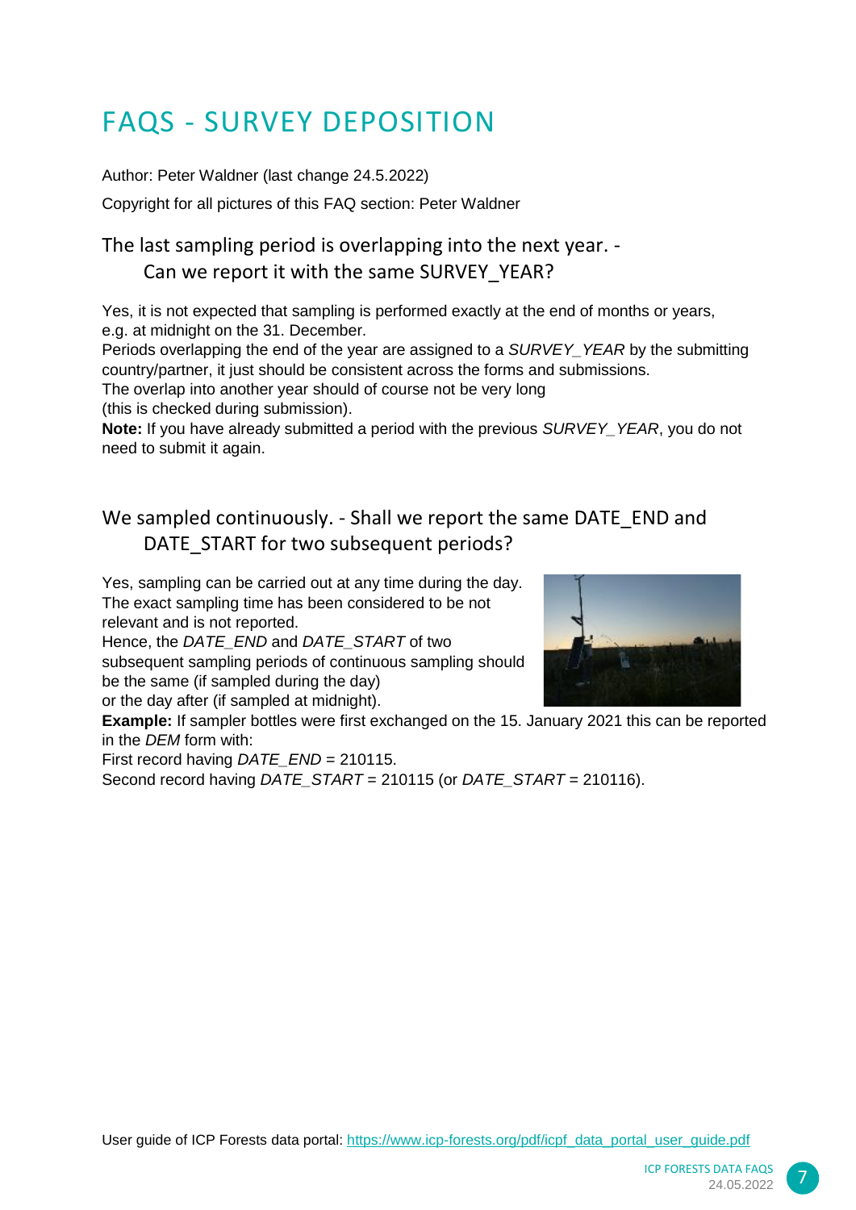# FAQS - SURVEY DEPOSITION

Author: Peter Waldner (last change 24.5.2022)

Copyright for all pictures of this FAQ section: Peter Waldner

## The last sampling period is overlapping into the next year. - Can we report it with the same SURVEY_YEAR?

Yes, it is not expected that sampling is performed exactly at the end of months or years, e.g. at midnight on the 31. December.
Periods overlapping the end of the year are assigned to a *SURVEY_YEAR* by the submitting country/partner, it just should be consistent across the forms and submissions.
The overlap into another year should of course not be very long
(this is checked during submission).
**Note:** If you have already submitted a period with the previous *SURVEY_YEAR*, you do not need to submit it again.

## We sampled continuously. - Shall we report the same DATE_END and DATE_START for two subsequent periods?

Yes, sampling can be carried out at any time during the day.
The exact sampling time has been considered to be not relevant and is not reported.
Hence, the *DATE_END* and *DATE_START* of two subsequent sampling periods of continuous sampling should be the same (if sampled during the day)
or the day after (if sampled at midnight).
**Example:** If sampler bottles were first exchanged on the 15. January 2021 this can be reported in the *DEM* form with:
First record having *DATE_END* = 210115.
Second record having *DATE_START* = 210115 (or *DATE_START* = 210116).

User guide of ICP Forests data portal: https://www.icp-forests.org/pdf/icpf_data_portal_user_guide.pdf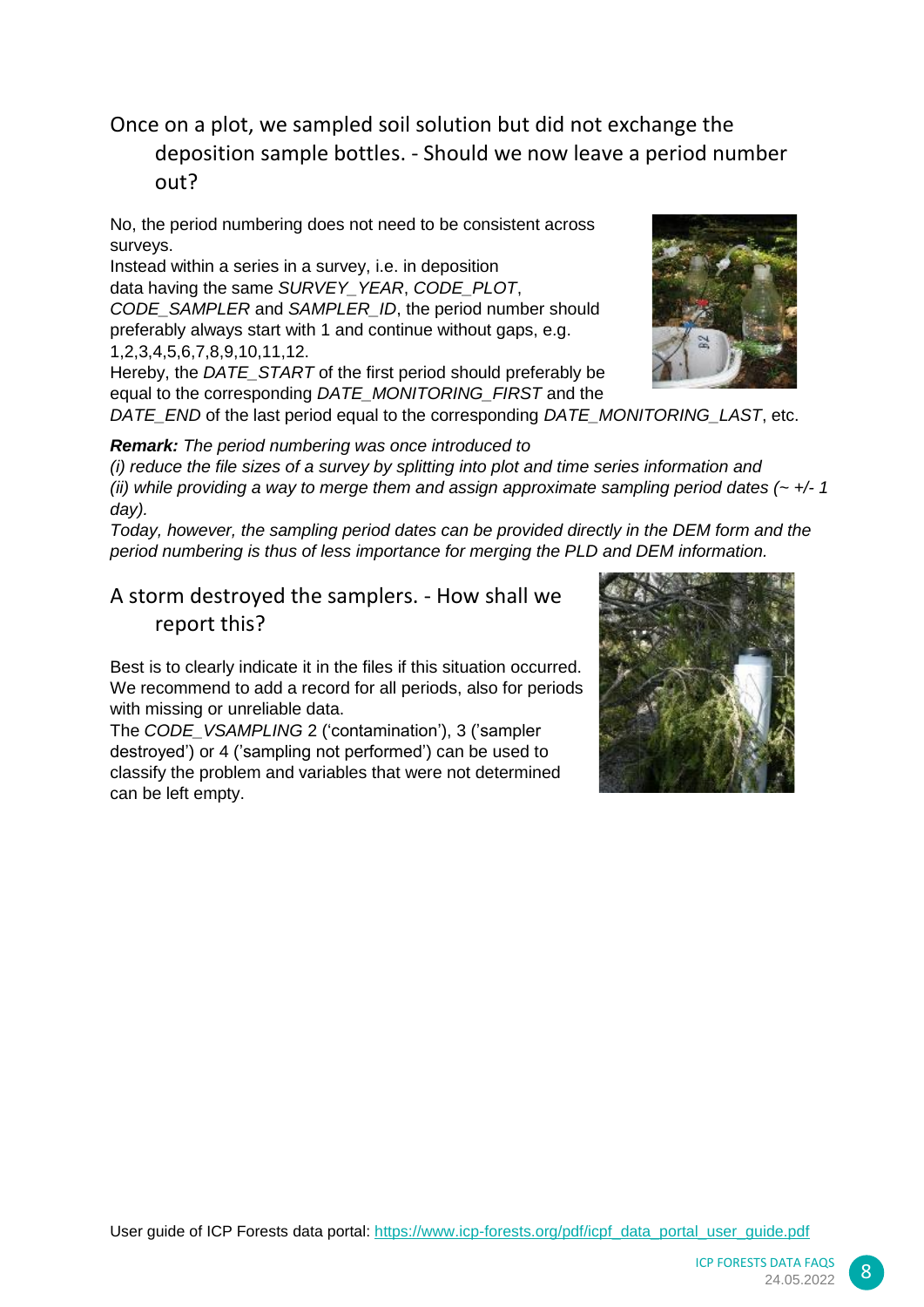## Once on a plot, we sampled soil solution but did not exchange the deposition sample bottles. - Should we now leave a period number out?

No, the period numbering does not need to be consistent across surveys.
Instead within a series in a survey, i.e. in deposition data having the same *SURVEY_YEAR*, *CODE_PLOT*, *CODE_SAMPLER* and *SAMPLER_ID*, the period number should preferably always start with 1 and continue without gaps, e.g. 1,2,3,4,5,6,7,8,9,10,11,12.
Hereby, the *DATE_START* of the first period should preferably be equal to the corresponding *DATE_MONITORING_FIRST* and the *DATE_END* of the last period equal to the corresponding *DATE_MONITORING_LAST*, etc.

***Remark:*** *The period numbering was once introduced to*
*(i) reduce the file sizes of a survey by splitting into plot and time series information and*
*(ii) while providing a way to merge them and assign approximate sampling period dates (~ +/- 1 day).*
*Today, however, the sampling period dates can be provided directly in the DEM form and the period numbering is thus of less importance for merging the PLD and DEM information.*

## A storm destroyed the samplers. - How shall we report this?

Best is to clearly indicate it in the files if this situation occurred.
We recommend to add a record for all periods, also for periods with missing or unreliable data.
The *CODE_VSAMPLING* 2 ('contamination'), 3 ('sampler destroyed') or 4 ('sampling not performed') can be used to classify the problem and variables that were not determined can be left empty.

User guide of ICP Forests data portal: https://www.icp-forests.org/pdf/icpf_data_portal_user_guide.pdf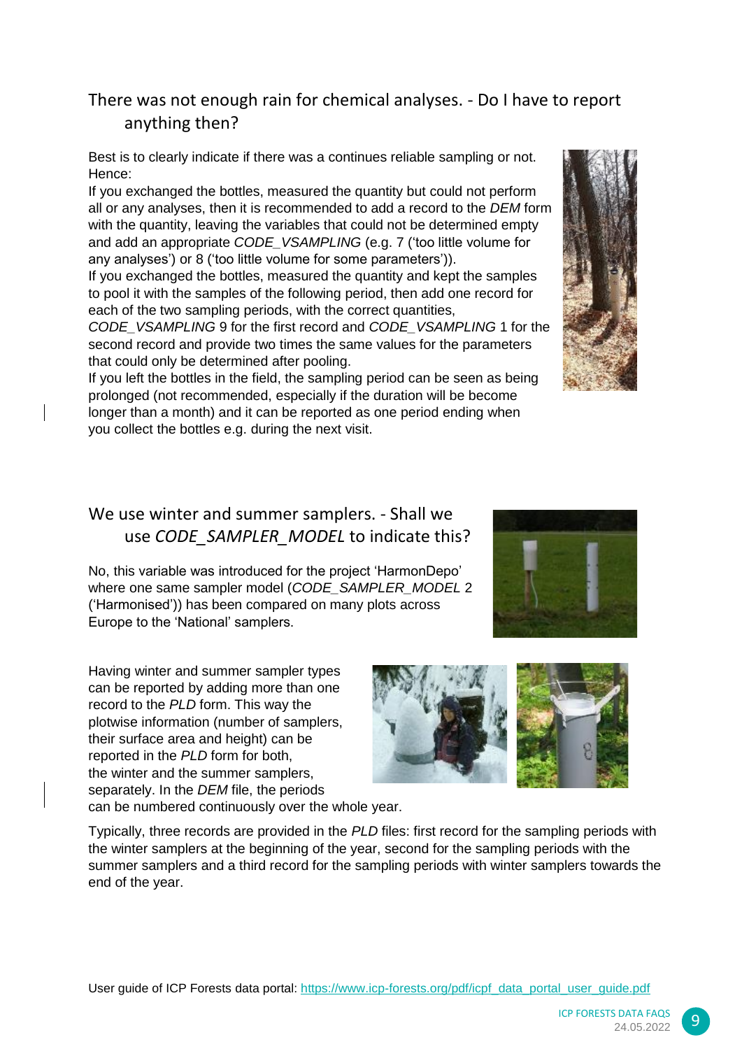## There was not enough rain for chemical analyses. - Do I have to report anything then?

Best is to clearly indicate if there was a continues reliable sampling or not. Hence:

If you exchanged the bottles, measured the quantity but could not perform all or any analyses, then it is recommended to add a record to the *DEM* form with the quantity, leaving the variables that could not be determined empty and add an appropriate *CODE_VSAMPLING* (e.g. 7 ('too little volume for any analyses') or 8 ('too little volume for some parameters')).

If you exchanged the bottles, measured the quantity and kept the samples to pool it with the samples of the following period, then add one record for each of the two sampling periods, with the correct quantities, *CODE_VSAMPLING* 9 for the first record and *CODE_VSAMPLING* 1 for the second record and provide two times the same values for the parameters that could only be determined after pooling.

If you left the bottles in the field, the sampling period can be seen as being prolonged (not recommended, especially if the duration will be become longer than a month) and it can be reported as one period ending when you collect the bottles e.g. during the next visit.

## We use winter and summer samplers. - Shall we use *CODE_SAMPLER_MODEL* to indicate this?

No, this variable was introduced for the project 'HarmonDepo' where one same sampler model (*CODE_SAMPLER_MODEL* 2 ('Harmonised')) has been compared on many plots across Europe to the 'National' samplers.

Having winter and summer sampler types can be reported by adding more than one record to the *PLD* form. This way the plotwise information (number of samplers, their surface area and height) can be reported in the *PLD* form for both, the winter and the summer samplers, separately. In the *DEM* file, the periods can be numbered continuously over the whole year.

Typically, three records are provided in the *PLD* files: first record for the sampling periods with the winter samplers at the beginning of the year, second for the sampling periods with the summer samplers and a third record for the sampling periods with winter samplers towards the end of the year.

User guide of ICP Forests data portal: https://www.icp-forests.org/pdf/icpf_data_portal_user_guide.pdf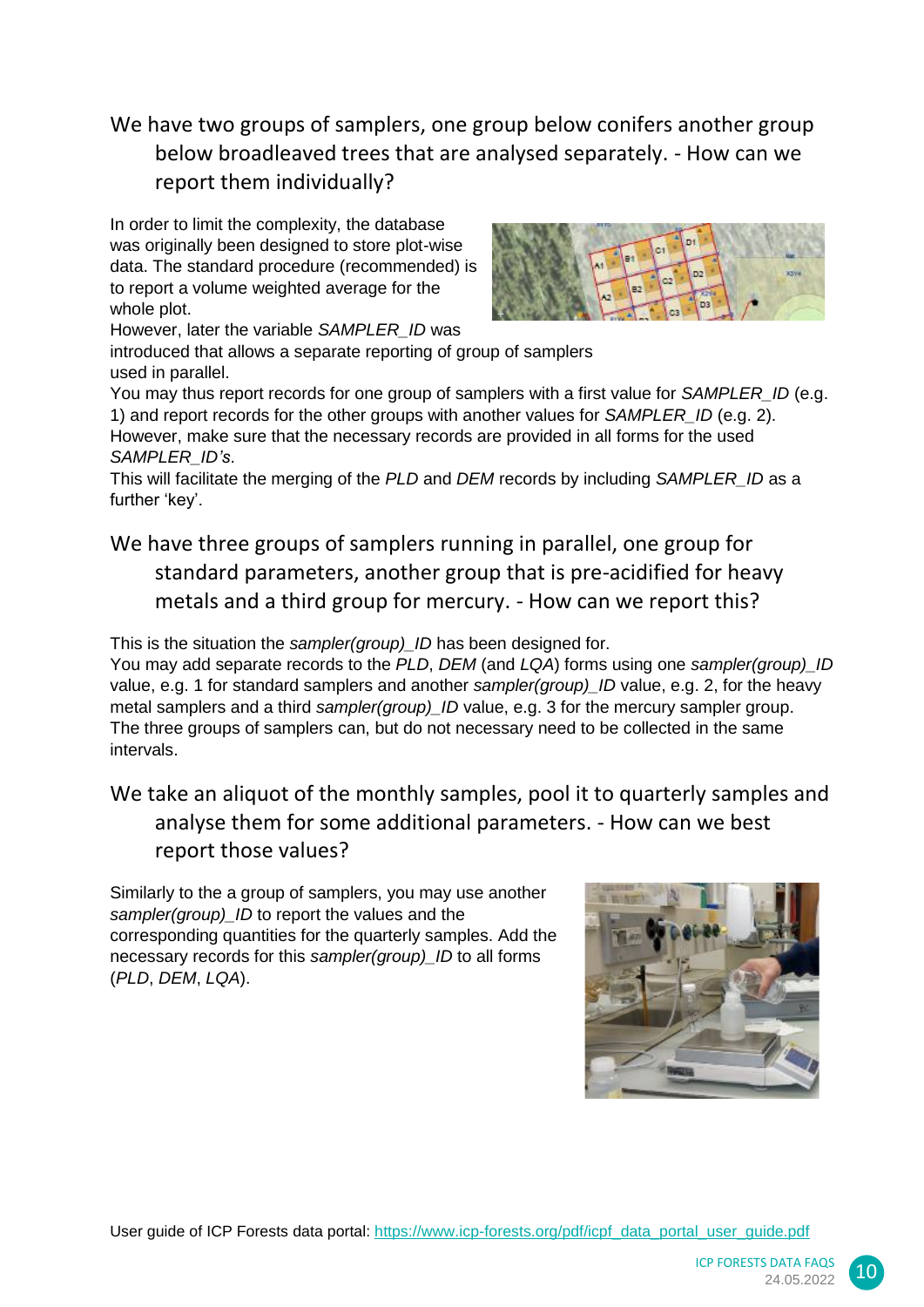## We have two groups of samplers, one group below conifers another group below broadleaved trees that are analysed separately. - How can we report them individually?

In order to limit the complexity, the database was originally been designed to store plot-wise data. The standard procedure (recommended) is to report a volume weighted average for the whole plot.
However, later the variable *SAMPLER_ID* was introduced that allows a separate reporting of group of samplers used in parallel.
You may thus report records for one group of samplers with a first value for *SAMPLER_ID* (e.g. 1) and report records for the other groups with another values for *SAMPLER_ID* (e.g. 2).
However, make sure that the necessary records are provided in all forms for the used *SAMPLER_ID's*.
This will facilitate the merging of the *PLD* and *DEM* records by including *SAMPLER_ID* as a further 'key'.

## We have three groups of samplers running in parallel, one group for standard parameters, another group that is pre-acidified for heavy metals and a third group for mercury. - How can we report this?

This is the situation the *sampler(group)_ID* has been designed for.
You may add separate records to the *PLD*, *DEM* (and *LQA*) forms using one *sampler(group)_ID* value, e.g. 1 for standard samplers and another *sampler(group)_ID* value, e.g. 2, for the heavy metal samplers and a third *sampler(group)_ID* value, e.g. 3 for the mercury sampler group.
The three groups of samplers can, but do not necessary need to be collected in the same intervals.

## We take an aliquot of the monthly samples, pool it to quarterly samples and analyse them for some additional parameters. - How can we best report those values?

Similarly to the a group of samplers, you may use another *sampler(group)_ID* to report the values and the corresponding quantities for the quarterly samples. Add the necessary records for this *sampler(group)_ID* to all forms (*PLD*, *DEM*, *LQA*).

User guide of ICP Forests data portal: https://www.icp-forests.org/pdf/icpf_data_portal_user_guide.pdf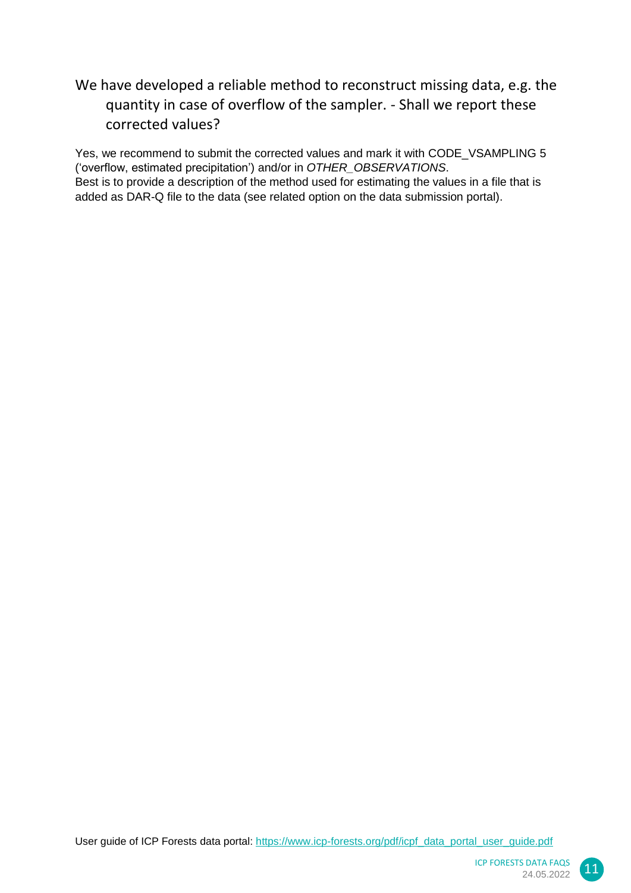## We have developed a reliable method to reconstruct missing data, e.g. the quantity in case of overflow of the sampler. - Shall we report these corrected values?

Yes, we recommend to submit the corrected values and mark it with CODE_VSAMPLING 5 ('overflow, estimated precipitation') and/or in *OTHER_OBSERVATIONS*.
Best is to provide a description of the method used for estimating the values in a file that is added as DAR-Q file to the data (see related option on the data submission portal).

User guide of ICP Forests data portal: [https://www.icp-forests.org/pdf/icpf_data_portal_user_guide.pdf](https://www.icp-forests.org/pdf/icpf_data_portal_user_guide.pdf)